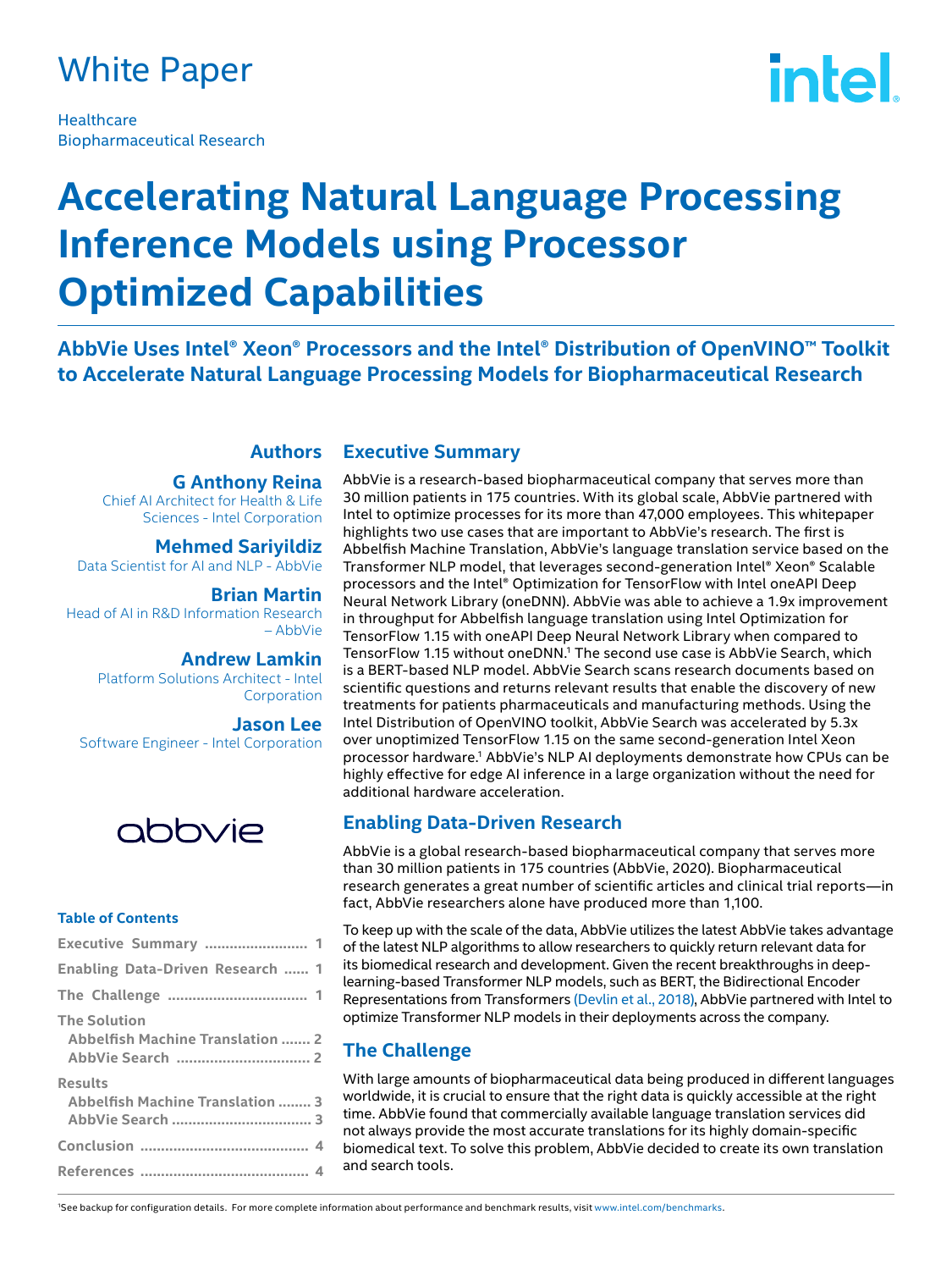White Paper

Healthcare
Biopharmaceutical Research

# Accelerating Natural Language Processing Inference Models using Processor Optimized Capabilities

## AbbVie Uses Intel® Xeon® Processors and the Intel® Distribution of OpenVINO™ Toolkit to Accelerate Natural Language Processing Models for Biopharmaceutical Research

### Authors

**G Anthony Reina**
Chief AI Architect for Health & Life Sciences - Intel Corporation

**Mehmed Sariyildiz**
Data Scientist for AI and NLP - AbbVie

**Brian Martin**
Head of AI in R&D Information Research – AbbVie

**Andrew Lamkin**
Platform Solutions Architect - Intel Corporation

**Jason Lee**
Software Engineer - Intel Corporation

**Table of Contents**

- Executive Summary ........................ 1
- Enabling Data-Driven Research ...... 1
- The Challenge .................................. 1
- The Solution
  - Abbelfish Machine Translation ....... 2
  - AbbVie Search ................................ 2
- Results
  - Abbelfish Machine Translation ........ 3
  - AbbVie Search .................................. 3
- Conclusion ......................................... 4
- References ......................................... 4

## Executive Summary

AbbVie is a research-based biopharmaceutical company that serves more than 30 million patients in 175 countries. With its global scale, AbbVie partnered with Intel to optimize processes for its more than 47,000 employees. This whitepaper highlights two use cases that are important to AbbVie's research. The first is Abbelfish Machine Translation, AbbVie's language translation service based on the Transformer NLP model, that leverages second-generation Intel® Xeon® Scalable processors and the Intel® Optimization for TensorFlow with Intel oneAPI Deep Neural Network Library (oneDNN). AbbVie was able to achieve a 1.9x improvement in throughput for Abbelfish language translation using Intel Optimization for TensorFlow 1.15 with oneAPI Deep Neural Network Library when compared to TensorFlow 1.15 without oneDNN.[1] The second use case is AbbVie Search, which is a BERT-based NLP model. AbbVie Search scans research documents based on scientific questions and returns relevant results that enable the discovery of new treatments for patients pharmaceuticals and manufacturing methods. Using the Intel Distribution of OpenVINO toolkit, AbbVie Search was accelerated by 5.3x over unoptimized TensorFlow 1.15 on the same second-generation Intel Xeon processor hardware.[1] AbbVie's NLP AI deployments demonstrate how CPUs can be highly effective for edge AI inference in a large organization without the need for additional hardware acceleration.

## Enabling Data-Driven Research

AbbVie is a global research-based biopharmaceutical company that serves more than 30 million patients in 175 countries (AbbVie, 2020). Biopharmaceutical research generates a great number of scientific articles and clinical trial reports—in fact, AbbVie researchers alone have produced more than 1,100.

To keep up with the scale of the data, AbbVie utilizes the latest AbbVie takes advantage of the latest NLP algorithms to allow researchers to quickly return relevant data for its biomedical research and development. Given the recent breakthroughs in deep-learning-based Transformer NLP models, such as BERT, the Bidirectional Encoder Representations from Transformers (Devlin et al., 2018), AbbVie partnered with Intel to optimize Transformer NLP models in their deployments across the company.

## The Challenge

With large amounts of biopharmaceutical data being produced in different languages worldwide, it is crucial to ensure that the right data is quickly accessible at the right time. AbbVie found that commercially available language translation services did not always provide the most accurate translations for its highly domain-specific biomedical text. To solve this problem, AbbVie decided to create its own translation and search tools.

[1]See backup for configuration details. For more complete information about performance and benchmark results, visit www.intel.com/benchmarks.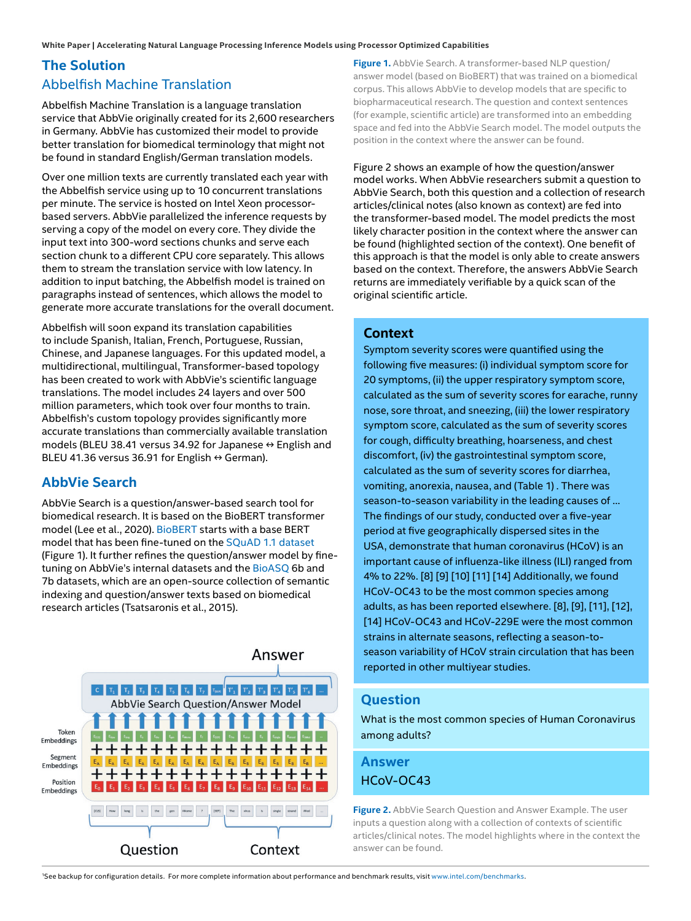# The Solution

## Abbelfish Machine Translation

Abbelfish Machine Translation is a language translation service that AbbVie originally created for its 2,600 researchers in Germany. AbbVie has customized their model to provide better translation for biomedical terminology that might not be found in standard English/German translation models.

Over one million texts are currently translated each year with the Abbelfish service using up to 10 concurrent translations per minute. The service is hosted on Intel Xeon processor-based servers. AbbVie parallelized the inference requests by serving a copy of the model on every core. They divide the input text into 300-word sections chunks and serve each section chunk to a different CPU core separately. This allows them to stream the translation service with low latency. In addition to input batching, the Abbelfish model is trained on paragraphs instead of sentences, which allows the model to generate more accurate translations for the overall document.

Abbelfish will soon expand its translation capabilities to include Spanish, Italian, French, Portuguese, Russian, Chinese, and Japanese languages. For this updated model, a multidirectional, multilingual, Transformer-based topology has been created to work with AbbVie's scientific language translations. The model includes 24 layers and over 500 million parameters, which took over four months to train. Abbelfish's custom topology provides significantly more accurate translations than commercially available translation models (BLEU 38.41 versus 34.92 for Japanese ↔ English and BLEU 41.36 versus 36.91 for English ↔ German).

## AbbVie Search

AbbVie Search is a question/answer-based search tool for biomedical research. It is based on the BioBERT transformer model (Lee et al., 2020). BioBERT starts with a base BERT model that has been fine-tuned on the SQuAD 1.1 dataset (Figure 1). It further refines the question/answer model by fine-tuning on AbbVie's internal datasets and the BioASQ 6b and 7b datasets, which are an open-source collection of semantic indexing and question/answer texts based on biomedical research articles (Tsatsaronis et al., 2015).

**Figure 1.** AbbVie Search. A transformer-based NLP question/answer model (based on BioBERT) that was trained on a biomedical corpus. This allows AbbVie to develop models that are specific to biopharmaceutical research. The question and context sentences (for example, scientific article) are transformed into an embedding space and fed into the AbbVie Search model. The model outputs the position in the context where the answer can be found.

Figure 2 shows an example of how the question/answer model works. When AbbVie researchers submit a question to AbbVie Search, both this question and a collection of research articles/clinical notes (also known as context) are fed into the transformer-based model. The model predicts the most likely character position in the context where the answer can be found (highlighted section of the context). One benefit of this approach is that the model is only able to create answers based on the context. Therefore, the answers AbbVie Search returns are immediately verifiable by a quick scan of the original scientific article.

### Context

Symptom severity scores were quantified using the following five measures: (i) individual symptom score for 20 symptoms, (ii) the upper respiratory symptom score, calculated as the sum of severity scores for earache, runny nose, sore throat, and sneezing, (iii) the lower respiratory symptom score, calculated as the sum of severity scores for cough, difficulty breathing, hoarseness, and chest discomfort, (iv) the gastrointestinal symptom score, calculated as the sum of severity scores for diarrhea, vomiting, anorexia, nausea, and (Table 1) . There was season-to-season variability in the leading causes of ... The findings of our study, conducted over a five-year period at five geographically dispersed sites in the USA, demonstrate that human coronavirus (HCoV) is an important cause of influenza-like illness (ILI) ranged from 4% to 22%. [8] [9] [10] [11] [14] Additionally, we found HCoV-OC43 to be the most common species among adults, as has been reported elsewhere. [8], [9], [11], [12], [14] HCoV-OC43 and HCoV-229E were the most common strains in alternate seasons, reflecting a season-to-season variability of HCoV strain circulation that has been reported in other multiyear studies.

### Question

What is the most common species of Human Coronavirus among adults?

### Answer

HCoV-OC43

**Figure 2.** AbbVie Search Question and Answer Example. The user inputs a question along with a collection of contexts of scientific articles/clinical notes. The model highlights where in the context the answer can be found.

[1]See backup for configuration details. For more complete information about performance and benchmark results, visit www.intel.com/benchmarks.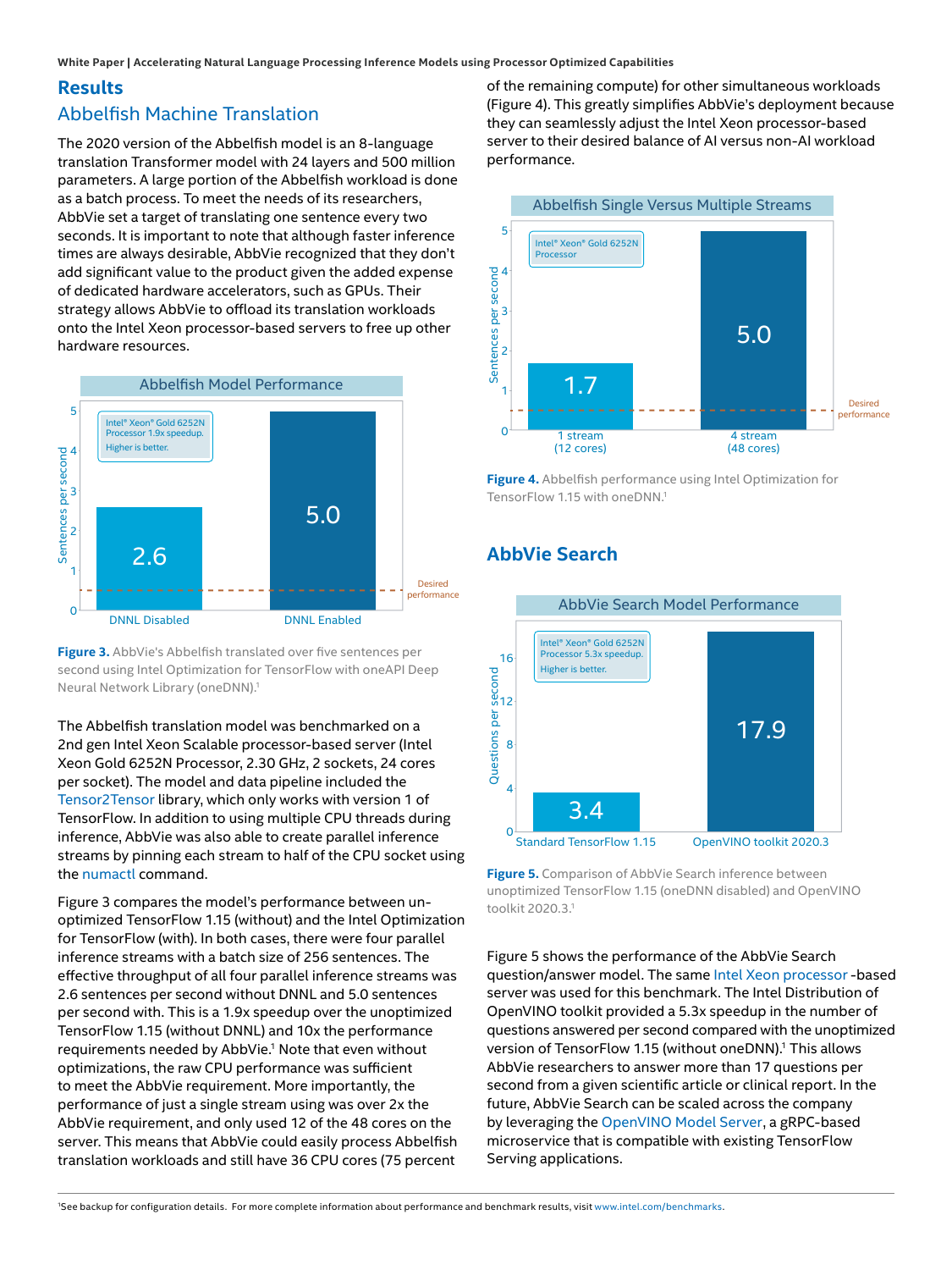## Results

### Abbelfish Machine Translation

The 2020 version of the Abbelfish model is an 8-language translation Transformer model with 24 layers and 500 million parameters. A large portion of the Abbelfish workload is done as a batch process. To meet the needs of its researchers, AbbVie set a target of translating one sentence every two seconds. It is important to note that although faster inference times are always desirable, AbbVie recognized that they don't add significant value to the product given the added expense of dedicated hardware accelerators, such as GPUs. Their strategy allows AbbVie to offload its translation workloads onto the Intel Xeon processor-based servers to free up other hardware resources.

**Figure 3.** AbbVie's Abbelfish translated over five sentences per second using Intel Optimization for TensorFlow with oneAPI Deep Neural Network Library (oneDNN).[1]

The Abbelfish translation model was benchmarked on a 2nd gen Intel Xeon Scalable processor-based server (Intel Xeon Gold 6252N Processor, 2.30 GHz, 2 sockets, 24 cores per socket). The model and data pipeline included the Tensor2Tensor library, which only works with version 1 of TensorFlow. In addition to using multiple CPU threads during inference, AbbVie was also able to create parallel inference streams by pinning each stream to half of the CPU socket using the numactl command.

Figure 3 compares the model's performance between un-optimized TensorFlow 1.15 (without) and the Intel Optimization for TensorFlow (with). In both cases, there were four parallel inference streams with a batch size of 256 sentences. The effective throughput of all four parallel inference streams was 2.6 sentences per second without DNNL and 5.0 sentences per second with. This is a 1.9x speedup over the unoptimized TensorFlow 1.15 (without DNNL) and 10x the performance requirements needed by AbbVie.[1] Note that even without optimizations, the raw CPU performance was sufficient to meet the AbbVie requirement. More importantly, the performance of just a single stream using was over 2x the AbbVie requirement, and only used 12 of the 48 cores on the server. This means that AbbVie could easily process Abbelfish translation workloads and still have 36 CPU cores (75 percent of the remaining compute) for other simultaneous workloads (Figure 4). This greatly simplifies AbbVie's deployment because they can seamlessly adjust the Intel Xeon processor-based server to their desired balance of AI versus non-AI workload performance.

**Figure 4.** Abbelfish performance using Intel Optimization for TensorFlow 1.15 with oneDNN.[1]

## AbbVie Search

**Figure 5.** Comparison of AbbVie Search inference between unoptimized TensorFlow 1.15 (oneDNN disabled) and OpenVINO toolkit 2020.3.[1]

Figure 5 shows the performance of the AbbVie Search question/answer model. The same Intel Xeon processor -based server was used for this benchmark. The Intel Distribution of OpenVINO toolkit provided a 5.3x speedup in the number of questions answered per second compared with the unoptimized version of TensorFlow 1.15 (without oneDNN).[1] This allows AbbVie researchers to answer more than 17 questions per second from a given scientific article or clinical report. In the future, AbbVie Search can be scaled across the company by leveraging the OpenVINO Model Server, a gRPC-based microservice that is compatible with existing TensorFlow Serving applications.

[1] See backup for configuration details. For more complete information about performance and benchmark results, visit www.intel.com/benchmarks.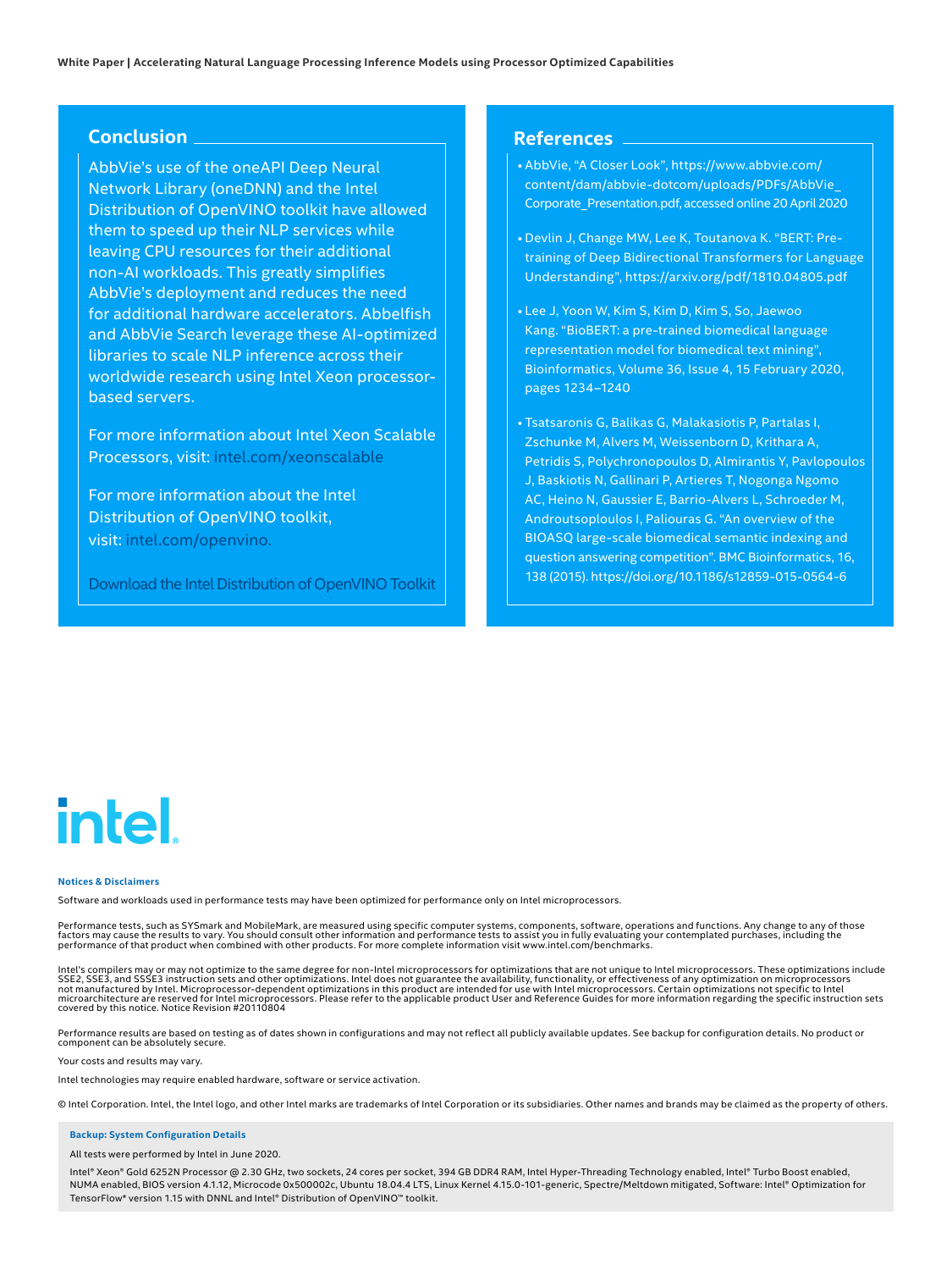## Conclusion

AbbVie's use of the oneAPI Deep Neural Network Library (oneDNN) and the Intel Distribution of OpenVINO toolkit have allowed them to speed up their NLP services while leaving CPU resources for their additional non-AI workloads. This greatly simplifies AbbVie's deployment and reduces the need for additional hardware accelerators. Abbelfish and AbbVie Search leverage these AI-optimized libraries to scale NLP inference across their worldwide research using Intel Xeon processor-based servers.

For more information about Intel Xeon Scalable Processors, visit: intel.com/xeonscalable

For more information about the Intel Distribution of OpenVINO toolkit, visit: intel.com/openvino.

Download the Intel Distribution of OpenVINO Toolkit

## References

- AbbVie, "A Closer Look", https://www.abbvie.com/content/dam/abbvie-dotcom/uploads/PDFs/AbbVie_Corporate_Presentation.pdf, accessed online 20 April 2020
- Devlin J, Change MW, Lee K, Toutanova K. "BERT: Pre-training of Deep Bidirectional Transformers for Language Understanding", https://arxiv.org/pdf/1810.04805.pdf
- Lee J, Yoon W, Kim S, Kim D, Kim S, So, Jaewoo Kang. "BioBERT: a pre-trained biomedical language representation model for biomedical text mining", Bioinformatics, Volume 36, Issue 4, 15 February 2020, pages 1234–1240
- Tsatsaronis G, Balikas G, Malakasiotis P, Partalas I, Zschunke M, Alvers M, Weissenborn D, Krithara A, Petridis S, Polychronopoulos D, Almirantis Y, Pavlopoulos J, Baskiotis N, Gallinari P, Artieres T, Nogonga Ngomo AC, Heino N, Gaussier E, Barrio-Alvers L, Schroeder M, Androutsoploulos I, Paliouras G. "An overview of the BIOASQ large-scale biomedical semantic indexing and question answering competition". BMC Bioinformatics, 16, 138 (2015). https://doi.org/10.1186/s12859-015-0564-6

intel.

**Notices & Disclaimers**

Software and workloads used in performance tests may have been optimized for performance only on Intel microprocessors.

Performance tests, such as SYSmark and MobileMark, are measured using specific computer systems, components, software, operations and functions. Any change to any of those factors may cause the results to vary. You should consult other information and performance tests to assist you in fully evaluating your contemplated purchases, including the performance of that product when combined with other products. For more complete information visit www.intel.com/benchmarks.

Intel's compilers may or may not optimize to the same degree for non-Intel microprocessors for optimizations that are not unique to Intel microprocessors. These optimizations include SSE2, SSE3, and SSSE3 instruction sets and other optimizations. Intel does not guarantee the availability, functionality, or effectiveness of any optimization on microprocessors not manufactured by Intel. Microprocessor-dependent optimizations in this product are intended for use with Intel microprocessors. Certain optimizations not specific to Intel microarchitecture are reserved for Intel microprocessors. Please refer to the applicable product User and Reference Guides for more information regarding the specific instruction sets covered by this notice. Notice Revision #20110804

Performance results are based on testing as of dates shown in configurations and may not reflect all publicly available updates. See backup for configuration details. No product or component can be absolutely secure.

Your costs and results may vary.

Intel technologies may require enabled hardware, software or service activation.

© Intel Corporation. Intel, the Intel logo, and other Intel marks are trademarks of Intel Corporation or its subsidiaries. Other names and brands may be claimed as the property of others.

**Backup: System Configuration Details**

All tests were performed by Intel in June 2020.

Intel® Xeon® Gold 6252N Processor @ 2.30 GHz, two sockets, 24 cores per socket, 394 GB DDR4 RAM, Intel Hyper-Threading Technology enabled, Intel® Turbo Boost enabled, NUMA enabled, BIOS version 4.1.12, Microcode 0x500002c, Ubuntu 18.04.4 LTS, Linux Kernel 4.15.0-101-generic, Spectre/Meltdown mitigated, Software: Intel® Optimization for TensorFlow* version 1.15 with DNNL and Intel® Distribution of OpenVINO™ toolkit.